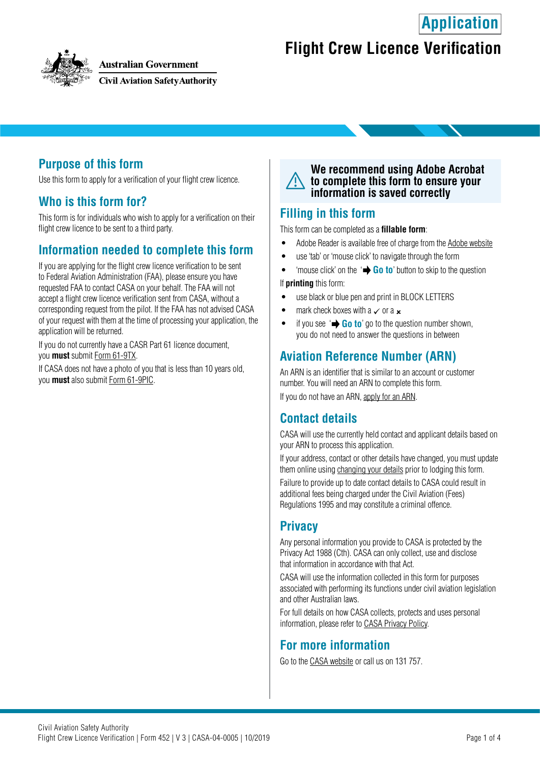Australian Government

Civil Aviation Safety Authority

**Application**

# Flight Crew Licence Verification

## Purpose of this form

Use this form to apply for a verification of your flight crew licence.

## Who is this form for?

This form is for individuals who wish to apply for a verification on their flight crew licence to be sent to a third party.

## Information needed to complete this form

If you are applying for the flight crew licence verification to be sent to Federal Aviation Administration (FAA), please ensure you have requested FAA to contact CASA on your behalf. The FAA will not accept a flight crew licence verification sent from CASA, without a corresponding request from the pilot. If the FAA has not advised CASA of your request with them at the time of processing your application, the application will be returned.

If you do not currently have a CASR Part 61 licence document, you **must** submit Form 61-9TX.

If CASA does not have a photo of you that is less than 10 years old, you **must** also submit Form 61-9PIC.

**We recommend using Adobe Acrobat to complete this form to ensure your information is saved correctly**

## Filling in this form

This form can be completed as a **fillable form**:

- Adobe Reader is available free of charge from the Adobe website
- use 'tab' or 'mouse click' to navigate through the form
- 'mouse click' on the '➡ **Go to**' button to skip to the question

If **printing** this form:

- use black or blue pen and print in BLOCK LETTERS
- mark check boxes with a ✓ or a ✗
- if you see '➡ **Go to**' go to the question number shown, you do not need to answer the questions in between

## Aviation Reference Number (ARN)

An ARN is an identifier that is similar to an account or customer number. You will need an ARN to complete this form.

If you do not have an ARN, apply for an ARN.

## Contact details

CASA will use the currently held contact and applicant details based on your ARN to process this application.

If your address, contact or other details have changed, you must update them online using changing your details prior to lodging this form.

Failure to provide up to date contact details to CASA could result in additional fees being charged under the Civil Aviation (Fees) Regulations 1995 and may constitute a criminal offence.

## Privacy

Any personal information you provide to CASA is protected by the Privacy Act 1988 (Cth). CASA can only collect, use and disclose that information in accordance with that Act.

CASA will use the information collected in this form for purposes associated with performing its functions under civil aviation legislation and other Australian laws.

For full details on how CASA collects, protects and uses personal information, please refer to CASA Privacy Policy.

## For more information

Go to the CASA website or call us on 131 757.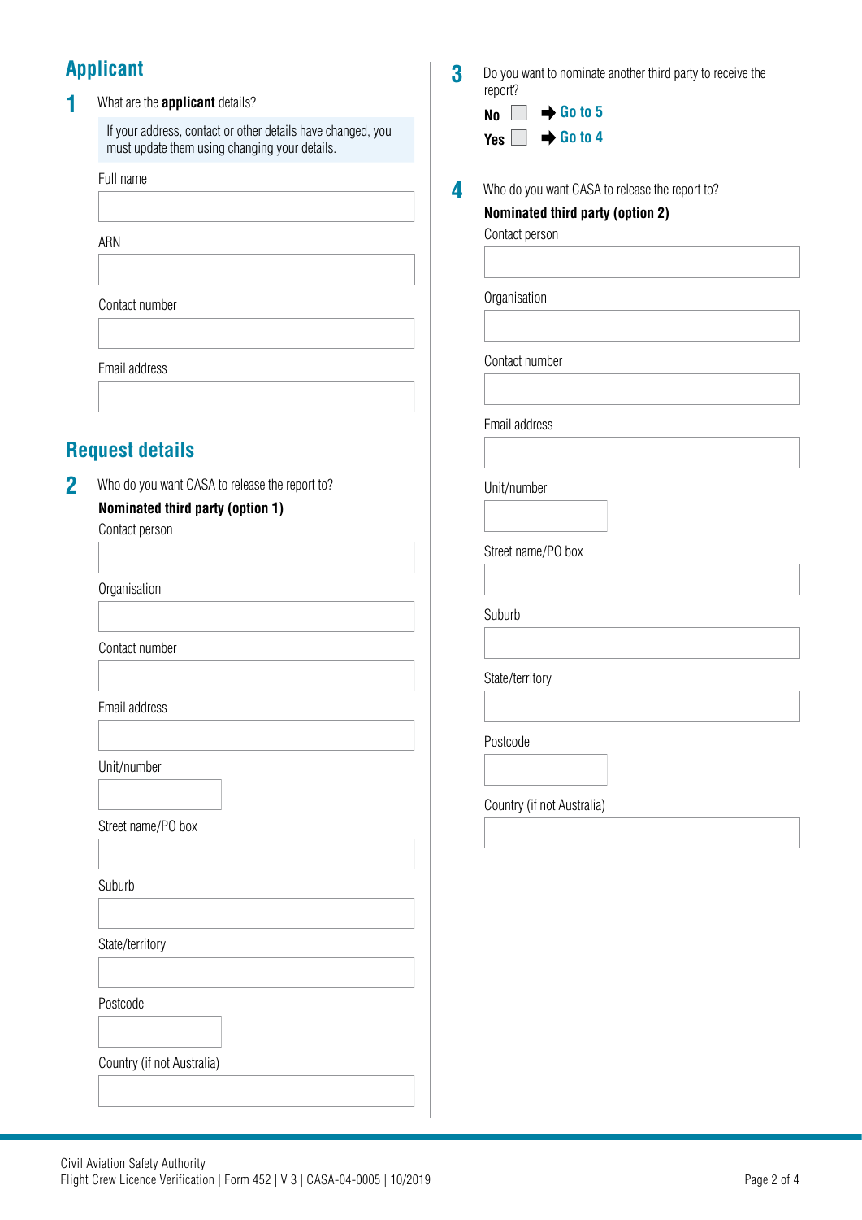## Applicant

**1** What are the **applicant** details?

If your address, contact or other details have changed, you must update them using changing your details.

Full name

ARN

Contact number

Email address

## Request details

**2** Who do you want CASA to release the report to?

**Nominated third party (option 1)**

Contact person

Organisation

Contact number

Email address

Unit/number

Street name/PO box

Suburb

State/territory

Postcode

Country (if not Australia)

**3** Do you want to nominate another third party to receive the report?

**No** ☐ ➡ **Go to 5**

**Yes** ☐ ➡ **Go to 4**

**4** Who do you want CASA to release the report to?

**Nominated third party (option 2)**

Contact person

Organisation

Contact number

Email address

Unit/number

Street name/PO box

Suburb

State/territory

Postcode

Country (if not Australia)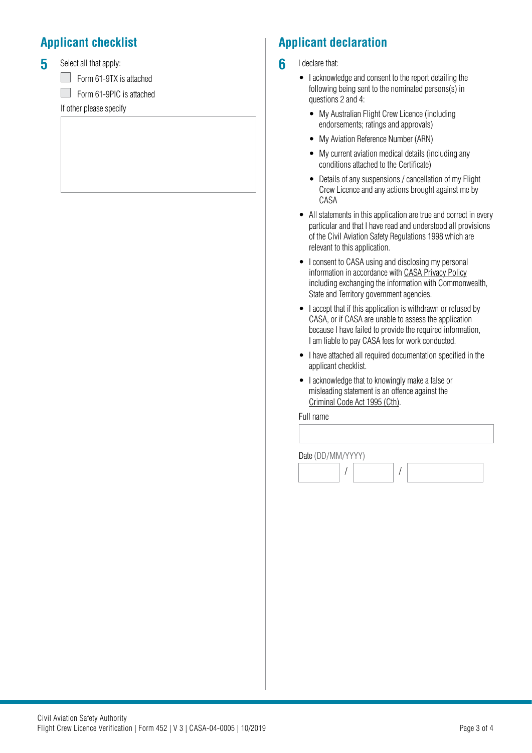## Applicant checklist

**5** Select all that apply:

- [ ] Form 61-9TX is attached
- [ ] Form 61-9PIC is attached

If other please specify

## Applicant declaration

**6** I declare that:

- I acknowledge and consent to the report detailing the following being sent to the nominated persons(s) in questions 2 and 4:
  - My Australian Flight Crew Licence (including endorsements; ratings and approvals)
  - My Aviation Reference Number (ARN)
  - My current aviation medical details (including any conditions attached to the Certificate)
  - Details of any suspensions / cancellation of my Flight Crew Licence and any actions brought against me by CASA
- All statements in this application are true and correct in every particular and that I have read and understood all provisions of the Civil Aviation Safety Regulations 1998 which are relevant to this application.
- I consent to CASA using and disclosing my personal information in accordance with CASA Privacy Policy including exchanging the information with Commonwealth, State and Territory government agencies.
- I accept that if this application is withdrawn or refused by CASA, or if CASA are unable to assess the application because I have failed to provide the required information, I am liable to pay CASA fees for work conducted.
- I have attached all required documentation specified in the applicant checklist.
- I acknowledge that to knowingly make a false or misleading statement is an offence against the Criminal Code Act 1995 (Cth).

Full name

Date (DD/MM/YYYY)

/ /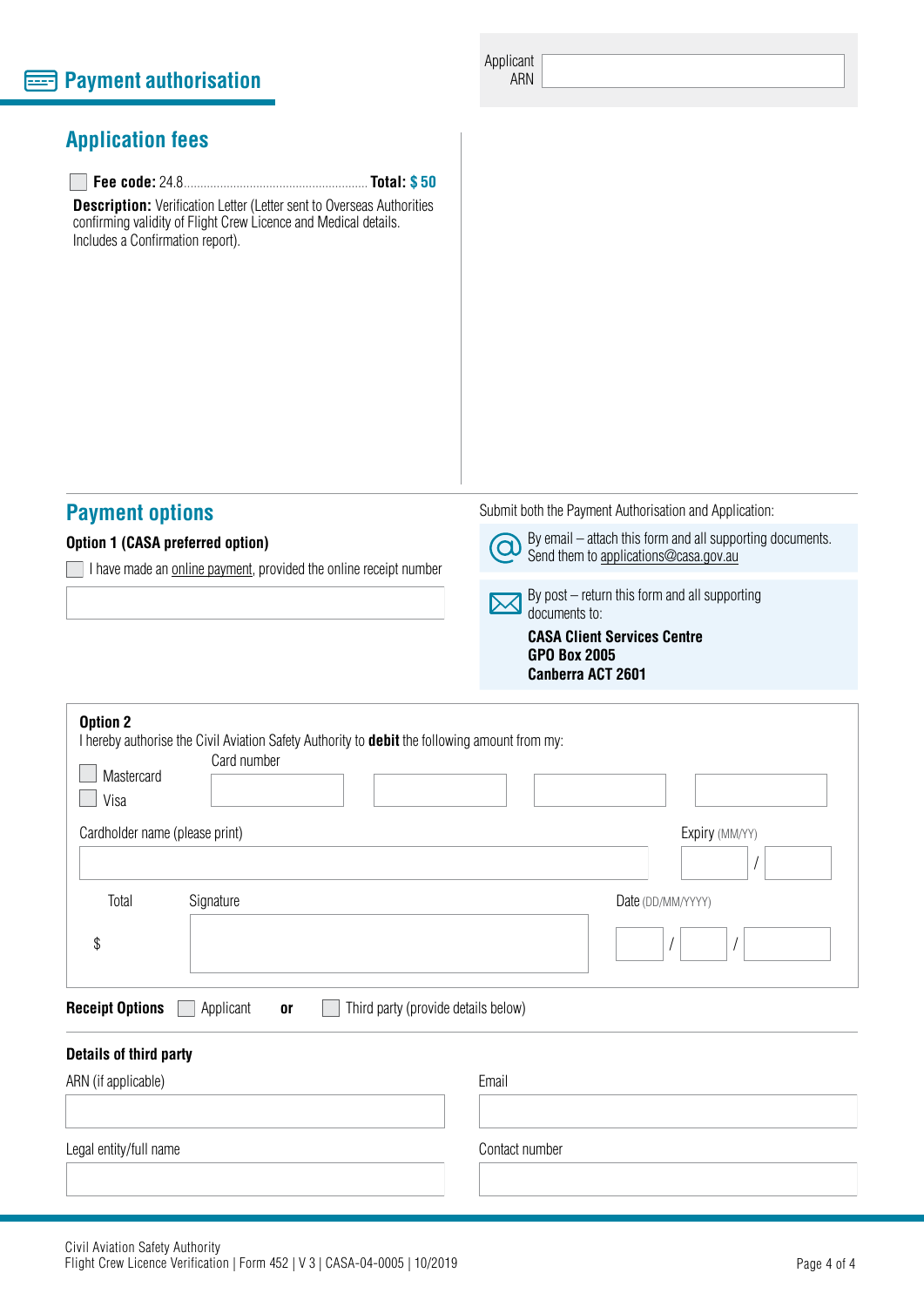# Payment authorisation

Applicant ARN

## Application fees

☐ **Fee code:** 24.8 ........................................................ **Total:** **$ 50**

**Description:** Verification Letter (Letter sent to Overseas Authorities confirming validity of Flight Crew Licence and Medical details. Includes a Confirmation report).

## Payment options

### Option 1 (CASA preferred option)

☐ I have made an online payment, provided the online receipt number

Submit both the Payment Authorisation and Application:

By email – attach this form and all supporting documents. Send them to applications@casa.gov.au

By post – return this form and all supporting documents to:

**CASA Client Services Centre**
**GPO Box 2005**
**Canberra ACT 2601**

### Option 2

I hereby authorise the Civil Aviation Safety Authority to **debit** the following amount from my:

☐ Mastercard
☐ Visa

Card number

Cardholder name (please print)

Expiry (MM/YY) /

Total $

Signature

Date (DD/MM/YYYY) / /

**Receipt Options** ☐ Applicant **or** ☐ Third party (provide details below)

### Details of third party

ARN (if applicable)

Email

Legal entity/full name

Contact number

Civil Aviation Safety Authority
Flight Crew Licence Verification | Form 452 | V 3 | CASA-04-0005 | 10/2019